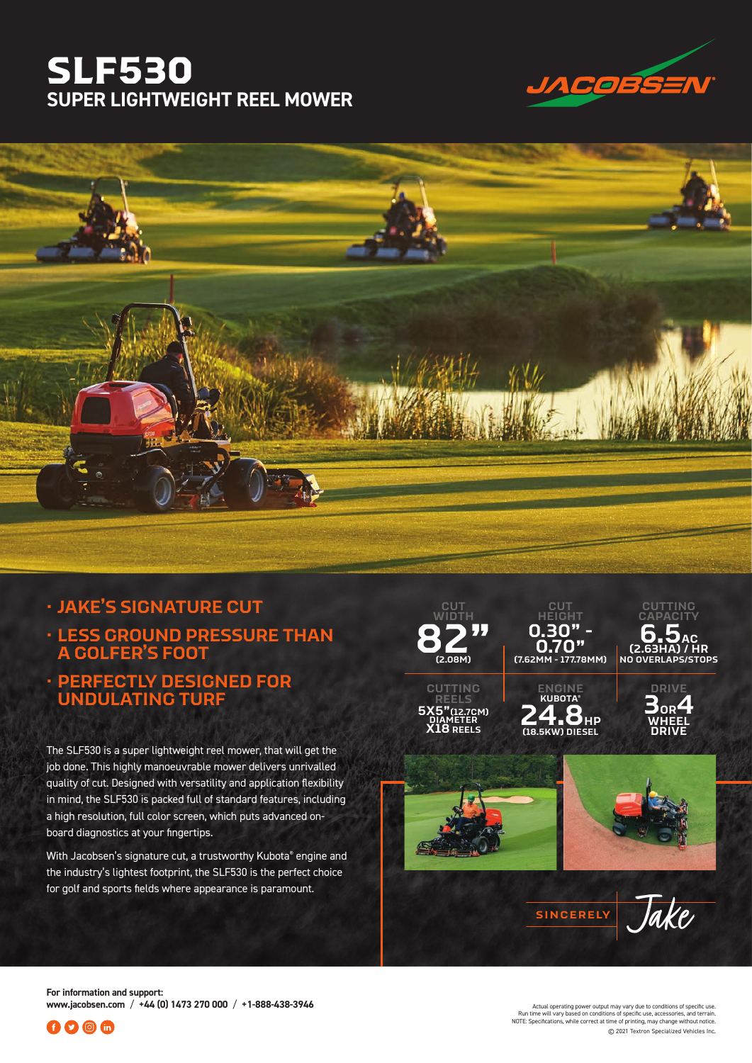# SLF530

## SUPER LIGHTWEIGHT REEL MOWER

JACOBSEN

- JAKE'S SIGNATURE CUT
- LESS GROUND PRESSURE THAN A GOLFER'S FOOT
- PERFECTLY DESIGNED FOR UNDULATING TURF

The SLF530 is a super lightweight reel mower, that will get the job done. This highly manoeuvrable mower delivers unrivalled quality of cut. Designed with versatility and application flexibility in mind, the SLF530 is packed full of standard features, including a high resolution, full color screen, which puts advanced on-board diagnostics at your fingertips.

With Jacobsen's signature cut, a trustworthy Kubota® engine and the industry's lightest footprint, the SLF530 is the perfect choice for golf and sports fields where appearance is paramount.

| CUT WIDTH | CUT HEIGHT | CUTTING CAPACITY |
|---|---|---|
| 82" (2.08M) | 0.30" - 0.70" (7.62MM - 177.78MM) | 6.5AC (2.63HA) / HR NO OVERLAPS/STOPS |

| CUTTING REELS | ENGINE | DRIVE |
|---|---|---|
| 5X5" (12.7CM) DIAMETER X18 REELS | KUBOTA® 24.8HP (18.5KW) DIESEL | 3 OR 4 WHEEL DRIVE |

SINCERELY Jake

**For information and support:**
**www.jacobsen.com / +44 (0) 1473 270 000 / +1-888-438-3946**

Actual operating power output may vary due to conditions of specific use.
Run time will vary based on conditions of specific use, accessories, and terrain.
NOTE: Specifications, while correct at time of printing, may change without notice.
© 2021 Textron Specialized Vehicles Inc.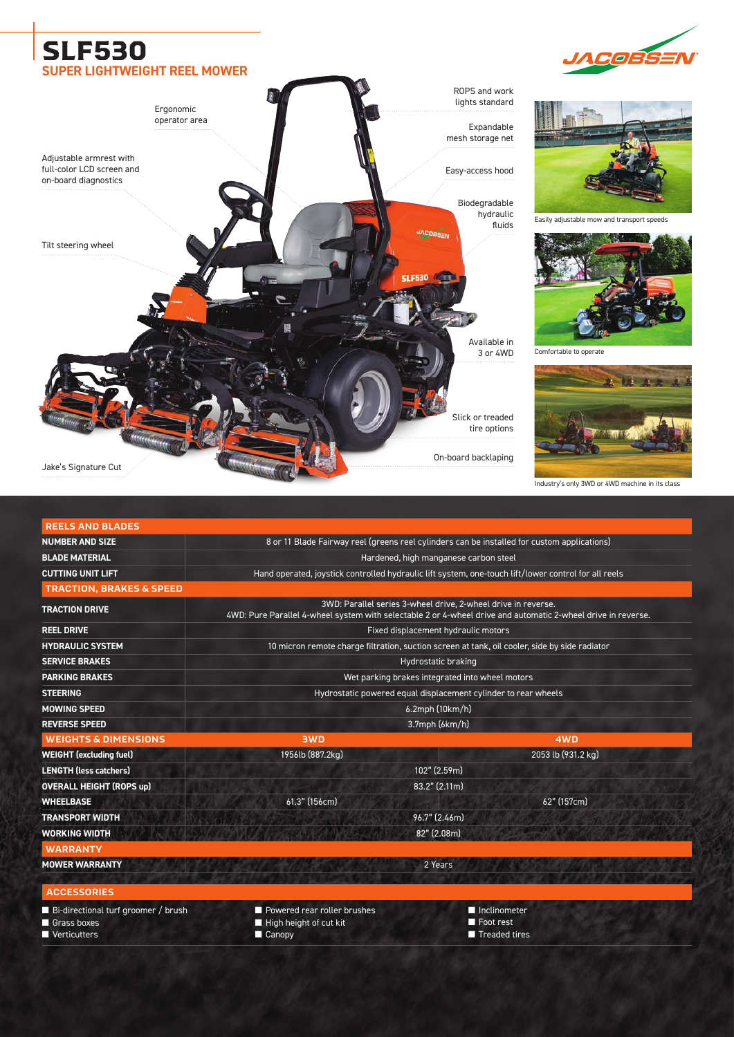# SLF530

## SUPER LIGHTWEIGHT REEL MOWER

Ergonomic operator area

Adjustable armrest with full-color LCD screen and on-board diagnostics

Tilt steering wheel

Jake's Signature Cut

ROPS and work lights standard

Expandable mesh storage net

Easy-access hood

Biodegradable hydraulic fluids

Available in 3 or 4WD

Slick or treaded tire options

On-board backlaping

Easily adjustable mow and transport speeds

Comfortable to operate

Industry's only 3WD or 4WD machine in its class

| | | |
|---|---|---|
| **REELS AND BLADES** | | |
| **NUMBER AND SIZE** | 8 or 11 Blade Fairway reel (greens reel cylinders can be installed for custom applications) | |
| **BLADE MATERIAL** | Hardened, high manganese carbon steel | |
| **CUTTING UNIT LIFT** | Hand operated, joystick controlled hydraulic lift system, one-touch lift/lower control for all reels | |
| **TRACTION, BRAKES & SPEED** | | |
| **TRACTION DRIVE** | 3WD: Parallel series 3-wheel drive, 2-wheel drive in reverse.<br>4WD: Pure Parallel 4-wheel system with selectable 2 or 4-wheel drive and automatic 2-wheel drive in reverse. | |
| **REEL DRIVE** | Fixed displacement hydraulic motors | |
| **HYDRAULIC SYSTEM** | 10 micron remote charge filtration, suction screen at tank, oil cooler, side by side radiator | |
| **SERVICE BRAKES** | Hydrostatic braking | |
| **PARKING BRAKES** | Wet parking brakes integrated into wheel motors | |
| **STEERING** | Hydrostatic powered equal displacement cylinder to rear wheels | |
| **MOWING SPEED** | 6.2mph (10km/h) | |
| **REVERSE SPEED** | 3.7mph (6km/h) | |
| **WEIGHTS & DIMENSIONS** | **3WD** | **4WD** |
| **WEIGHT (excluding fuel)** | 1956lb (887.2kg) | 2053 lb (931.2 kg) |
| **LENGTH (less catchers)** | 102" (2.59m) | |
| **OVERALL HEIGHT (ROPS up)** | 83.2" (2.11m) | |
| **WHEELBASE** | 61.3" (156cm) | 62" (157cm) |
| **TRANSPORT WIDTH** | 96.7" (2.46m) | |
| **WORKING WIDTH** | 82" (2.08m) | |
| **WARRANTY** | | |
| **MOWER WARRANTY** | 2 Years | |

## ACCESSORIES

- Bi-directional turf groomer / brush
- Grass boxes
- Verticutters
- Powered rear roller brushes
- High height of cut kit
- Canopy
- Inclinometer
- Foot rest
- Treaded tires